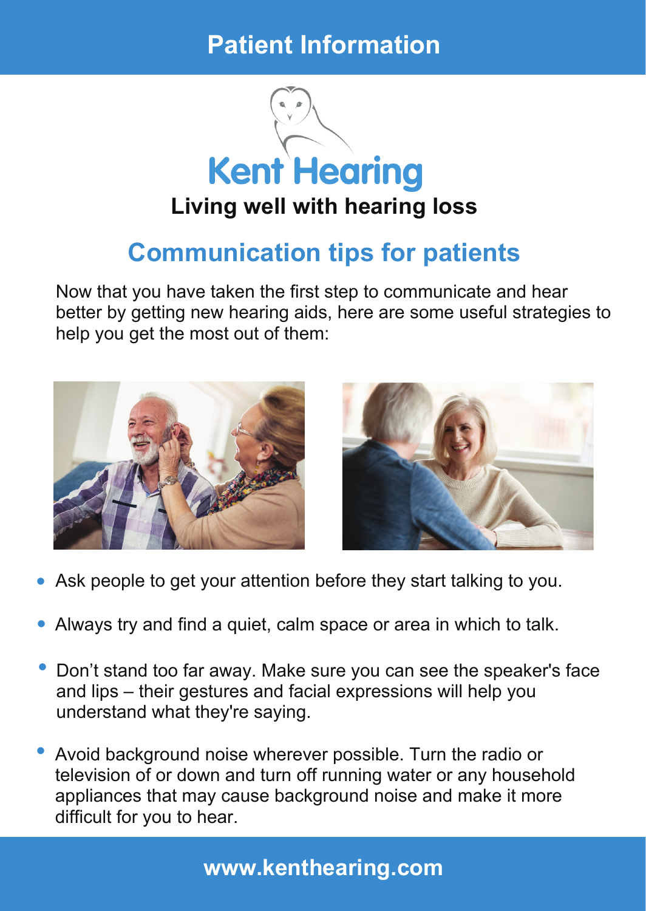Patient Information

# Kent Hearing

**Living well with hearing loss**

## Communication tips for patients

Now that you have taken the first step to communicate and hear better by getting new hearing aids, here are some useful strategies to help you get the most out of them:

- Ask people to get your attention before they start talking to you.
- Always try and find a quiet, calm space or area in which to talk.
- Don't stand too far away. Make sure you can see the speaker's face and lips – their gestures and facial expressions will help you understand what they're saying.
- Avoid background noise wherever possible. Turn the radio or television of or down and turn off running water or any household appliances that may cause background noise and make it more difficult for you to hear.

**www.kenthearing.com**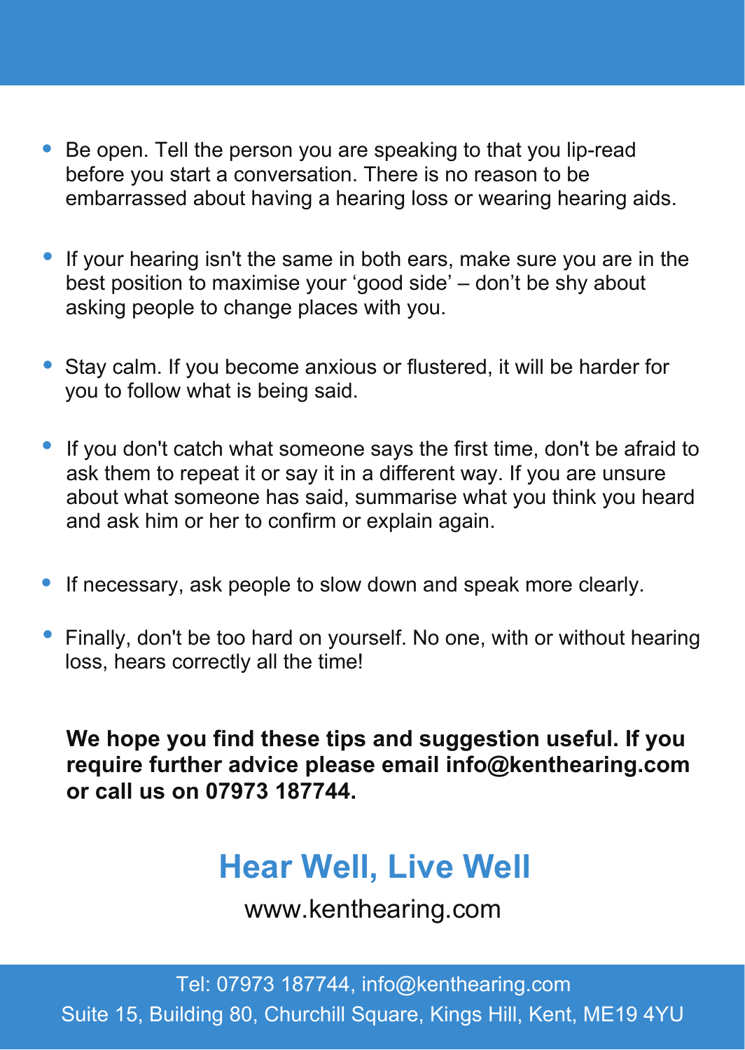- Be open. Tell the person you are speaking to that you lip-read before you start a conversation. There is no reason to be embarrassed about having a hearing loss or wearing hearing aids.
- If your hearing isn't the same in both ears, make sure you are in the best position to maximise your 'good side' – don't be shy about asking people to change places with you.
- Stay calm. If you become anxious or flustered, it will be harder for you to follow what is being said.
- If you don't catch what someone says the first time, don't be afraid to ask them to repeat it or say it in a different way. If you are unsure about what someone has said, summarise what you think you heard and ask him or her to confirm or explain again.
- If necessary, ask people to slow down and speak more clearly.
- Finally, don't be too hard on yourself. No one, with or without hearing loss, hears correctly all the time!

**We hope you find these tips and suggestion useful. If you require further advice please email info@kenthearing.com or call us on 07973 187744.**

## Hear Well, Live Well

www.kenthearing.com

Tel: 07973 187744, info@kenthearing.com
Suite 15, Building 80, Churchill Square, Kings Hill, Kent, ME19 4YU